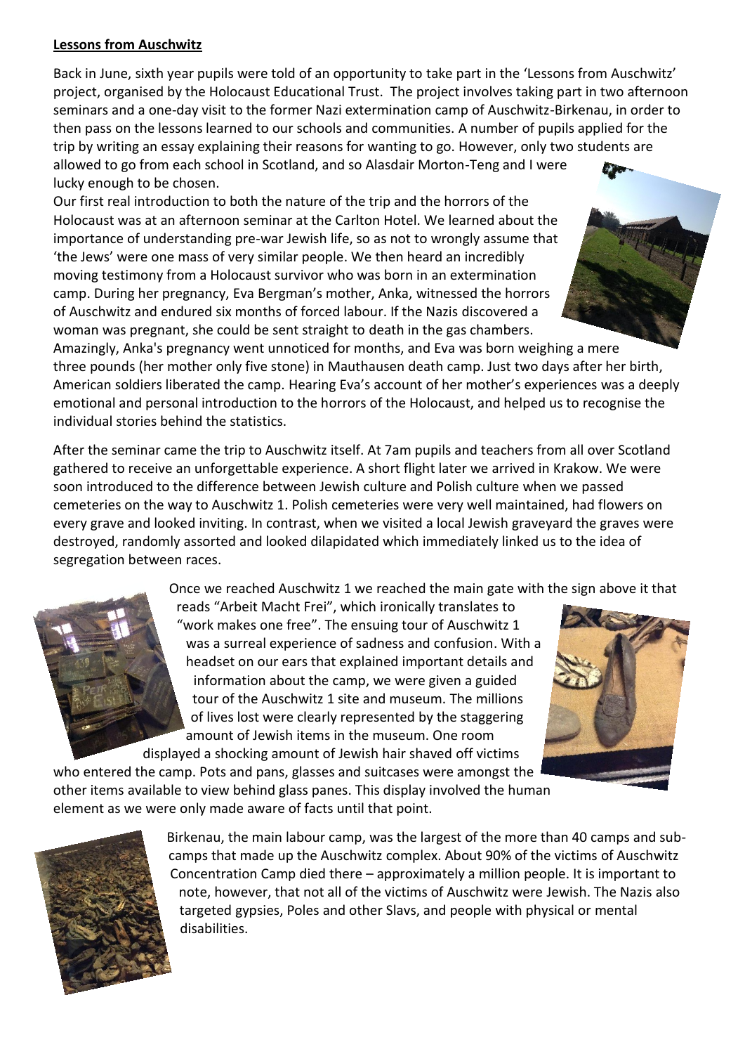**Lessons from Auschwitz**

Back in June, sixth year pupils were told of an opportunity to take part in the 'Lessons from Auschwitz' project, organised by the Holocaust Educational Trust. The project involves taking part in two afternoon seminars and a one-day visit to the former Nazi extermination camp of Auschwitz-Birkenau, in order to then pass on the lessons learned to our schools and communities. A number of pupils applied for the trip by writing an essay explaining their reasons for wanting to go. However, only two students are allowed to go from each school in Scotland, and so Alasdair Morton-Teng and I were lucky enough to be chosen.

Our first real introduction to both the nature of the trip and the horrors of the Holocaust was at an afternoon seminar at the Carlton Hotel. We learned about the importance of understanding pre-war Jewish life, so as not to wrongly assume that 'the Jews' were one mass of very similar people. We then heard an incredibly moving testimony from a Holocaust survivor who was born in an extermination camp. During her pregnancy, Eva Bergman's mother, Anka, witnessed the horrors of Auschwitz and endured six months of forced labour. If the Nazis discovered a woman was pregnant, she could be sent straight to death in the gas chambers. Amazingly, Anka's pregnancy went unnoticed for months, and Eva was born weighing a mere three pounds (her mother only five stone) in Mauthausen death camp. Just two days after her birth, American soldiers liberated the camp. Hearing Eva's account of her mother's experiences was a deeply emotional and personal introduction to the horrors of the Holocaust, and helped us to recognise the individual stories behind the statistics.

After the seminar came the trip to Auschwitz itself. At 7am pupils and teachers from all over Scotland gathered to receive an unforgettable experience. A short flight later we arrived in Krakow. We were soon introduced to the difference between Jewish culture and Polish culture when we passed cemeteries on the way to Auschwitz 1. Polish cemeteries were very well maintained, had flowers on every grave and looked inviting. In contrast, when we visited a local Jewish graveyard the graves were destroyed, randomly assorted and looked dilapidated which immediately linked us to the idea of segregation between races.

Once we reached Auschwitz 1 we reached the main gate with the sign above it that reads "Arbeit Macht Frei", which ironically translates to "work makes one free". The ensuing tour of Auschwitz 1 was a surreal experience of sadness and confusion. With a headset on our ears that explained important details and information about the camp, we were given a guided tour of the Auschwitz 1 site and museum. The millions of lives lost were clearly represented by the staggering amount of Jewish items in the museum. One room displayed a shocking amount of Jewish hair shaved off victims who entered the camp. Pots and pans, glasses and suitcases were amongst the other items available to view behind glass panes. This display involved the human element as we were only made aware of facts until that point.

Birkenau, the main labour camp, was the largest of the more than 40 camps and sub-camps that made up the Auschwitz complex. About 90% of the victims of Auschwitz Concentration Camp died there – approximately a million people. It is important to note, however, that not all of the victims of Auschwitz were Jewish. The Nazis also targeted gypsies, Poles and other Slavs, and people with physical or mental disabilities.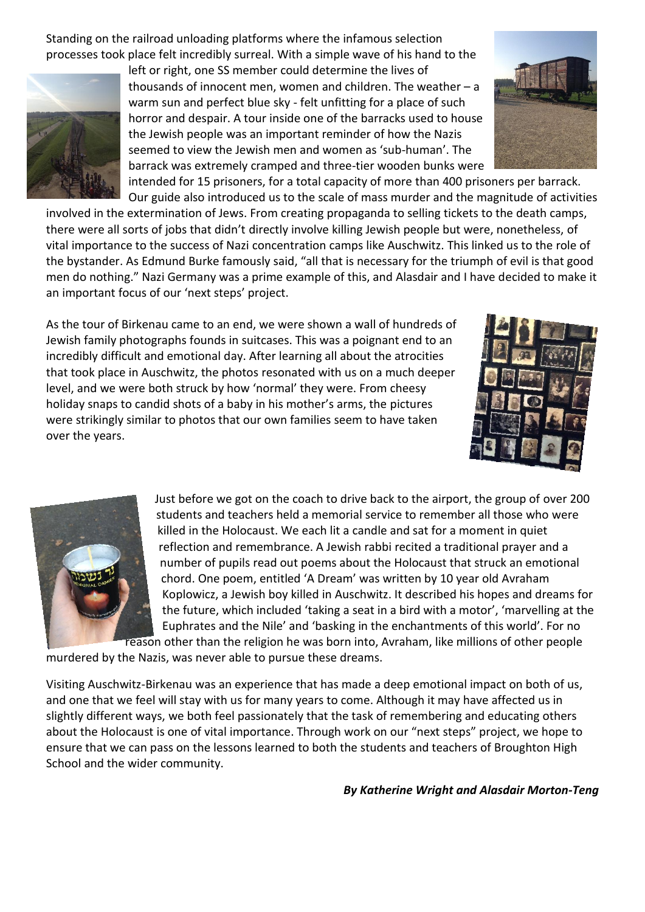Standing on the railroad unloading platforms where the infamous selection processes took place felt incredibly surreal. With a simple wave of his hand to the left or right, one SS member could determine the lives of thousands of innocent men, women and children. The weather – a warm sun and perfect blue sky - felt unfitting for a place of such horror and despair. A tour inside one of the barracks used to house the Jewish people was an important reminder of how the Nazis seemed to view the Jewish men and women as 'sub-human'. The barrack was extremely cramped and three-tier wooden bunks were intended for 15 prisoners, for a total capacity of more than 400 prisoners per barrack. Our guide also introduced us to the scale of mass murder and the magnitude of activities involved in the extermination of Jews. From creating propaganda to selling tickets to the death camps, there were all sorts of jobs that didn't directly involve killing Jewish people but were, nonetheless, of vital importance to the success of Nazi concentration camps like Auschwitz. This linked us to the role of the bystander. As Edmund Burke famously said, "all that is necessary for the triumph of evil is that good men do nothing." Nazi Germany was a prime example of this, and Alasdair and I have decided to make it an important focus of our 'next steps' project.

As the tour of Birkenau came to an end, we were shown a wall of hundreds of Jewish family photographs founds in suitcases. This was a poignant end to an incredibly difficult and emotional day. After learning all about the atrocities that took place in Auschwitz, the photos resonated with us on a much deeper level, and we were both struck by how 'normal' they were. From cheesy holiday snaps to candid shots of a baby in his mother's arms, the pictures were strikingly similar to photos that our own families seem to have taken over the years.

Just before we got on the coach to drive back to the airport, the group of over 200 students and teachers held a memorial service to remember all those who were killed in the Holocaust. We each lit a candle and sat for a moment in quiet reflection and remembrance. A Jewish rabbi recited a traditional prayer and a number of pupils read out poems about the Holocaust that struck an emotional chord. One poem, entitled 'A Dream' was written by 10 year old Avraham Koplowicz, a Jewish boy killed in Auschwitz. It described his hopes and dreams for the future, which included 'taking a seat in a bird with a motor', 'marvelling at the Euphrates and the Nile' and 'basking in the enchantments of this world'. For no reason other than the religion he was born into, Avraham, like millions of other people murdered by the Nazis, was never able to pursue these dreams.

Visiting Auschwitz-Birkenau was an experience that has made a deep emotional impact on both of us, and one that we feel will stay with us for many years to come. Although it may have affected us in slightly different ways, we both feel passionately that the task of remembering and educating others about the Holocaust is one of vital importance. Through work on our "next steps" project, we hope to ensure that we can pass on the lessons learned to both the students and teachers of Broughton High School and the wider community.

***By Katherine Wright and Alasdair Morton-Teng***